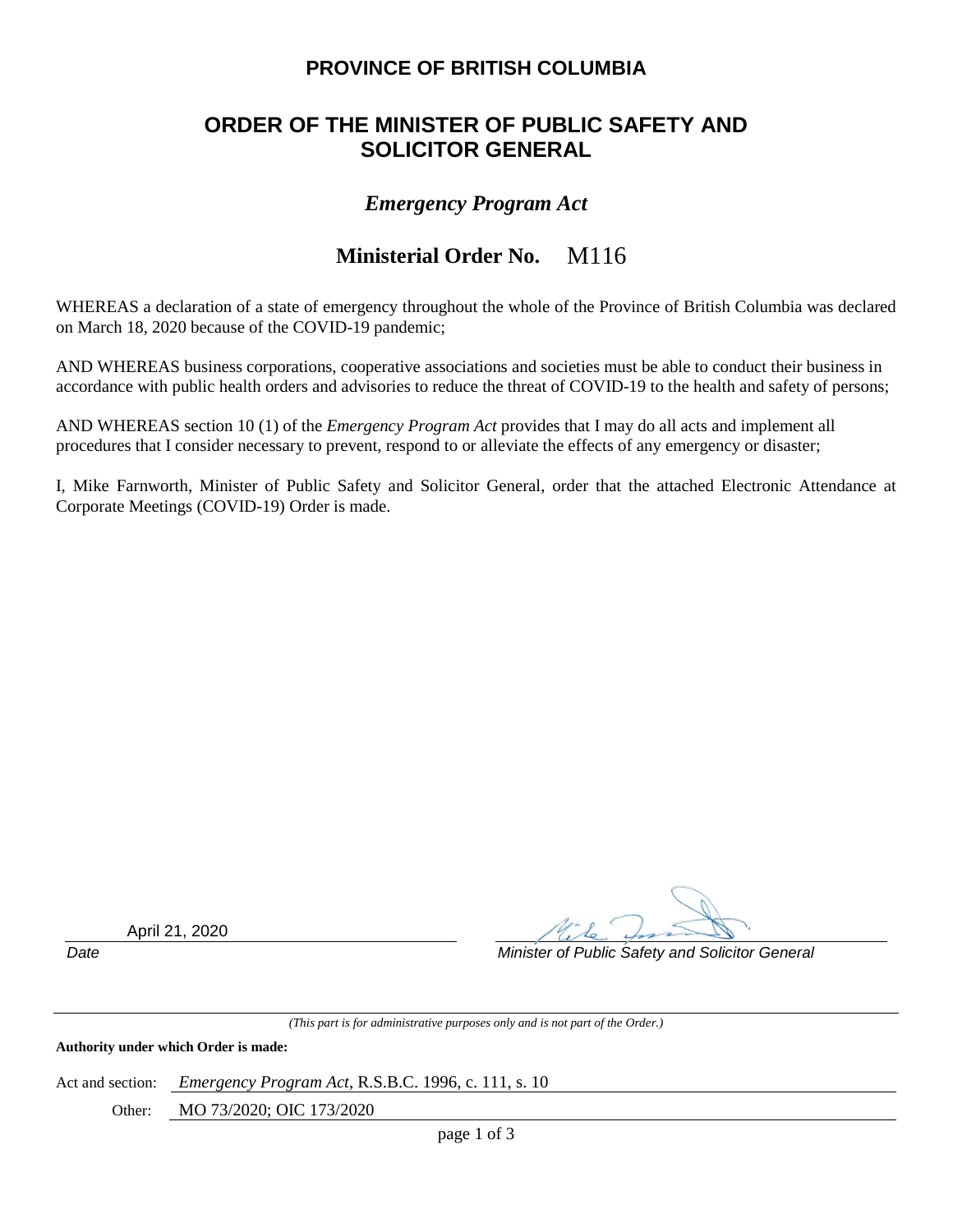# PROVINCE OF BRITISH COLUMBIA

## ORDER OF THE MINISTER OF PUBLIC SAFETY AND SOLICITOR GENERAL

### *Emergency Program Act*

### Ministerial Order No. M116

WHEREAS a declaration of a state of emergency throughout the whole of the Province of British Columbia was declared on March 18, 2020 because of the COVID-19 pandemic;

AND WHEREAS business corporations, cooperative associations and societies must be able to conduct their business in accordance with public health orders and advisories to reduce the threat of COVID-19 to the health and safety of persons;

AND WHEREAS section 10 (1) of the *Emergency Program Act* provides that I may do all acts and implement all procedures that I consider necessary to prevent, respond to or alleviate the effects of any emergency or disaster;

I, Mike Farnworth, Minister of Public Safety and Solicitor General, order that the attached Electronic Attendance at Corporate Meetings (COVID-19) Order is made.

April 21, 2020

*Date*

*Minister of Public Safety and Solicitor General*

*(This part is for administrative purposes only and is not part of the Order.)*

**Authority under which Order is made:**

Act and section: *Emergency Program Act*, R.S.B.C. 1996, c. 111, s. 10

Other: MO 73/2020; OIC 173/2020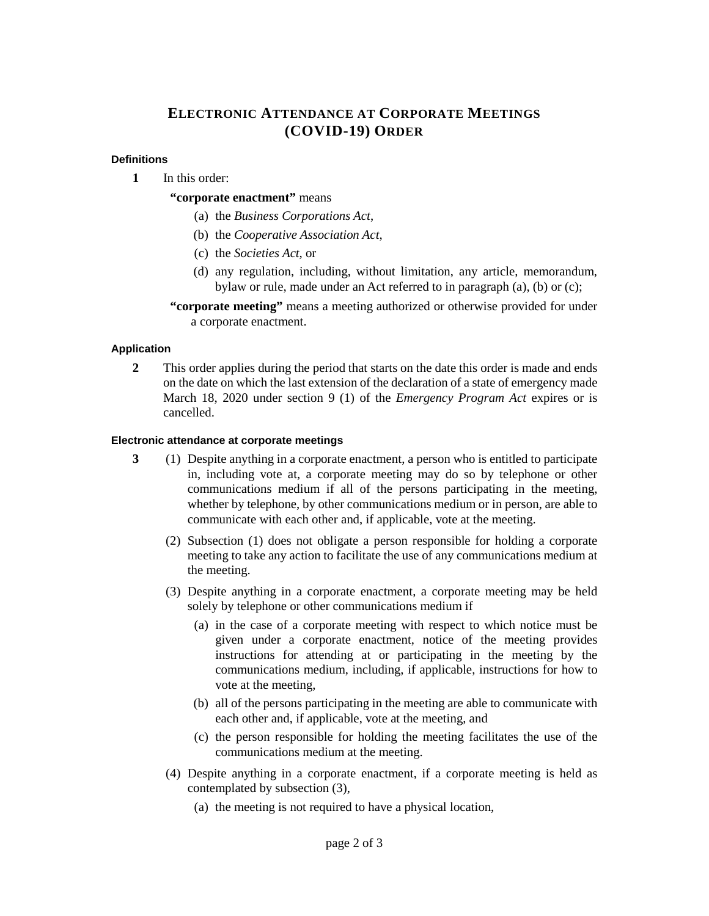# ELECTRONIC ATTENDANCE AT CORPORATE MEETINGS (COVID-19) ORDER

#### Definitions

**1** In this order:

**"corporate enactment"** means

(a) the *Business Corporations Act*,

(b) the *Cooperative Association Act*,

(c) the *Societies Act*, or

(d) any regulation, including, without limitation, any article, memorandum, bylaw or rule, made under an Act referred to in paragraph (a), (b) or (c);

**"corporate meeting"** means a meeting authorized or otherwise provided for under a corporate enactment.

#### Application

**2** This order applies during the period that starts on the date this order is made and ends on the date on which the last extension of the declaration of a state of emergency made March 18, 2020 under section 9 (1) of the *Emergency Program Act* expires or is cancelled.

#### Electronic attendance at corporate meetings

**3** (1) Despite anything in a corporate enactment, a person who is entitled to participate in, including vote at, a corporate meeting may do so by telephone or other communications medium if all of the persons participating in the meeting, whether by telephone, by other communications medium or in person, are able to communicate with each other and, if applicable, vote at the meeting.

(2) Subsection (1) does not obligate a person responsible for holding a corporate meeting to take any action to facilitate the use of any communications medium at the meeting.

(3) Despite anything in a corporate enactment, a corporate meeting may be held solely by telephone or other communications medium if

(a) in the case of a corporate meeting with respect to which notice must be given under a corporate enactment, notice of the meeting provides instructions for attending at or participating in the meeting by the communications medium, including, if applicable, instructions for how to vote at the meeting,

(b) all of the persons participating in the meeting are able to communicate with each other and, if applicable, vote at the meeting, and

(c) the person responsible for holding the meeting facilitates the use of the communications medium at the meeting.

(4) Despite anything in a corporate enactment, if a corporate meeting is held as contemplated by subsection (3),

(a) the meeting is not required to have a physical location,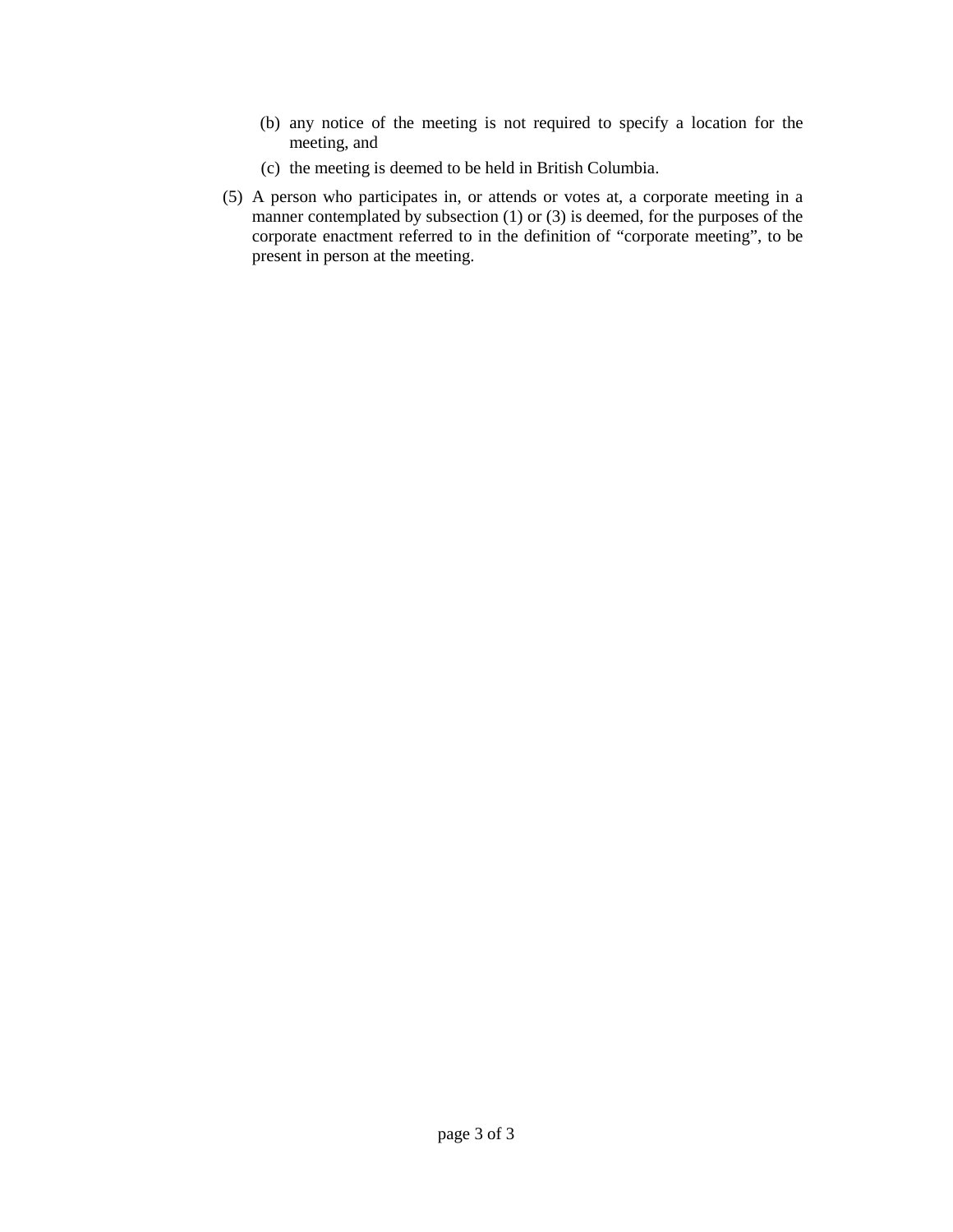(b) any notice of the meeting is not required to specify a location for the meeting, and

(c) the meeting is deemed to be held in British Columbia.

(5) A person who participates in, or attends or votes at, a corporate meeting in a manner contemplated by subsection (1) or (3) is deemed, for the purposes of the corporate enactment referred to in the definition of "corporate meeting", to be present in person at the meeting.